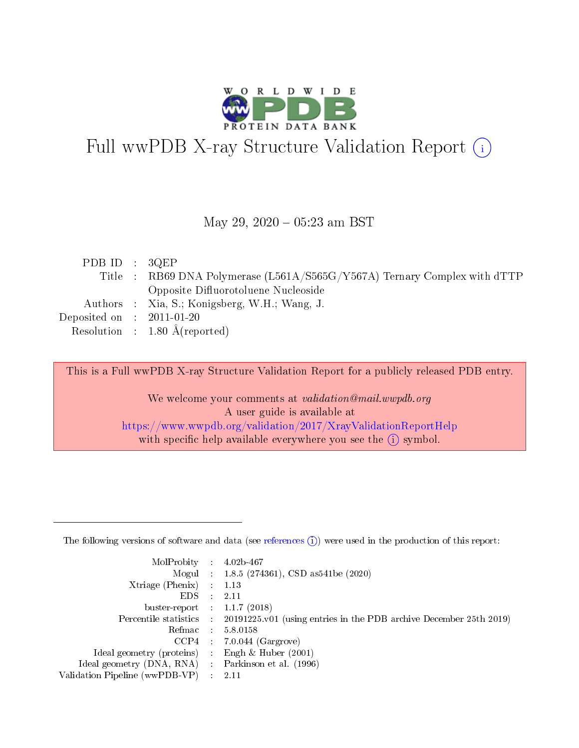# Full wwPDB X-ray Structure Validation Report (i)

May 29, 2020 – 05:23 am BST

| | | |
|---|---|---|
| PDB ID | : | 3QEP |
| Title | : | RB69 DNA Polymerase (L561A/S565G/Y567A) Ternary Complex with dTTP Opposite Difluorotoluene Nucleoside |
| Authors | : | Xia, S.; Konigsberg, W.H.; Wang, J. |
| Deposited on | : | 2011-01-20 |
| Resolution | : | 1.80 Å(reported) |

This is a Full wwPDB X-ray Structure Validation Report for a publicly released PDB entry.

We welcome your comments at *validation@mail.wwpdb.org*
A user guide is available at
https://www.wwpdb.org/validation/2017/XrayValidationReportHelp
with specific help available everywhere you see the (i) symbol.

The following versions of software and data (see references (i)) were used in the production of this report:

| | | |
|---|---|---|
| MolProbity | : | 4.02b-467 |
| Mogul | : | 1.8.5 (274361), CSD as541be (2020) |
| Xtriage (Phenix) | : | 1.13 |
| EDS | : | 2.11 |
| buster-report | : | 1.1.7 (2018) |
| Percentile statistics | : | 20191225.v01 (using entries in the PDB archive December 25th 2019) |
| Refmac | : | 5.8.0158 |
| CCP4 | : | 7.0.044 (Gargrove) |
| Ideal geometry (proteins) | : | Engh & Huber (2001) |
| Ideal geometry (DNA, RNA) | : | Parkinson et al. (1996) |
| Validation Pipeline (wwPDB-VP) | : | 2.11 |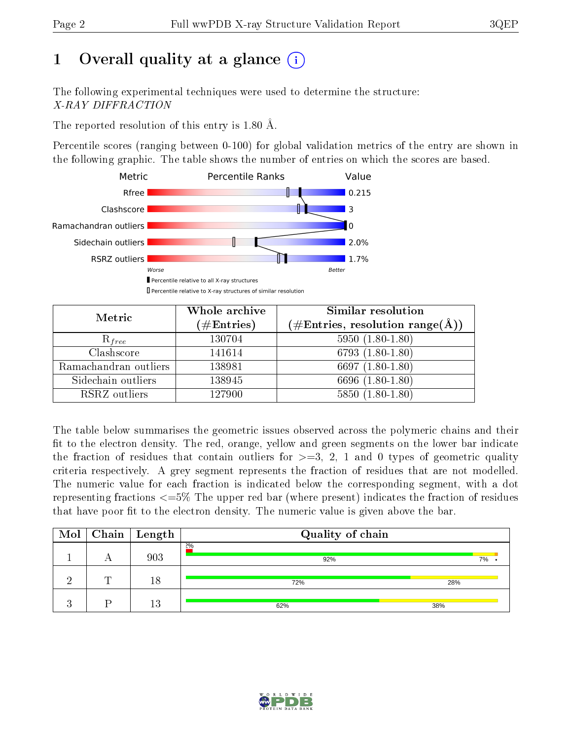# 1 Overall quality at a glance (i)

The following experimental techniques were used to determine the structure:
*X-RAY DIFFRACTION*

The reported resolution of this entry is 1.80 Å.

Percentile scores (ranging between 0-100) for global validation metrics of the entry are shown in the following graphic. The table shows the number of entries on which the scores are based.

| Metric | Value |
|---|---|
| Rfree | 0.215 |
| Clashscore | 3 |
| Ramachandran outliers | 0 |
| Sidechain outliers | 2.0% |
| RSRZ outliers | 1.7% |

Worse — Better

▮ Percentile relative to all X-ray structures
▯ Percentile relative to X-ray structures of similar resolution

| Metric | Whole archive (#Entries) | Similar resolution (#Entries, resolution range(Å)) |
|---|---|---|
| $R_{free}$ | 130704 | 5950 (1.80-1.80) |
| Clashscore | 141614 | 6793 (1.80-1.80) |
| Ramachandran outliers | 138981 | 6697 (1.80-1.80) |
| Sidechain outliers | 138945 | 6696 (1.80-1.80) |
| RSRZ outliers | 127900 | 5850 (1.80-1.80) |

The table below summarises the geometric issues observed across the polymeric chains and their fit to the electron density. The red, orange, yellow and green segments on the lower bar indicate the fraction of residues that contain outliers for >=3, 2, 1 and 0 types of geometric quality criteria respectively. A grey segment represents the fraction of residues that are not modelled. The numeric value for each fraction is indicated below the corresponding segment, with a dot representing fractions <=5% The upper red bar (where present) indicates the fraction of residues that have poor fit to the electron density. The numeric value is given above the bar.

| Mol | Chain | Length | Quality of chain |
|---|---|---|---|
| 1 | A | 903 | 2%; 92%, 7%, • |
| 2 | T | 18 | 72%, 28% |
| 3 | P | 13 | 62%, 38% |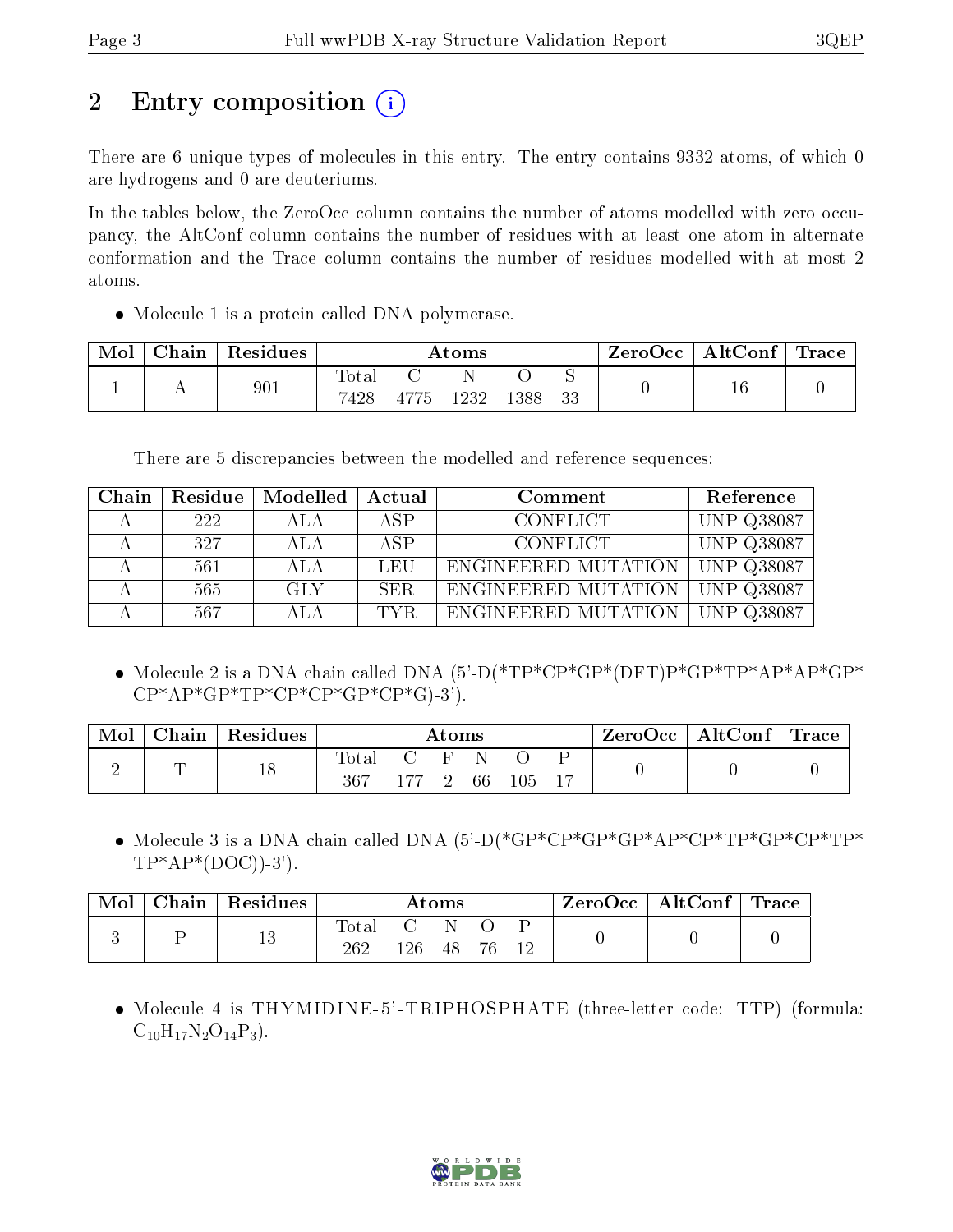## 2 Entry composition

There are 6 unique types of molecules in this entry. The entry contains 9332 atoms, of which 0 are hydrogens and 0 are deuteriums.

In the tables below, the ZeroOcc column contains the number of atoms modelled with zero occupancy, the AltConf column contains the number of residues with at least one atom in alternate conformation and the Trace column contains the number of residues modelled with at most 2 atoms.

- Molecule 1 is a protein called DNA polymerase.

| Mol | Chain | Residues | Atoms | | | | | ZeroOcc | AltConf | Trace |
|---|---|---|---|---|---|---|---|---|---|---|
| 1 | A | 901 | Total | C | N | O | S | 0 | 16 | 0 |
| | | | 7428 | 4775 | 1232 | 1388 | 33 | | | |

There are 5 discrepancies between the modelled and reference sequences:

| Chain | Residue | Modelled | Actual | Comment | Reference |
|---|---|---|---|---|---|
| A | 222 | ALA | ASP | CONFLICT | UNP Q38087 |
| A | 327 | ALA | ASP | CONFLICT | UNP Q38087 |
| A | 561 | ALA | LEU | ENGINEERED MUTATION | UNP Q38087 |
| A | 565 | GLY | SER | ENGINEERED MUTATION | UNP Q38087 |
| A | 567 | ALA | TYR | ENGINEERED MUTATION | UNP Q38087 |

- Molecule 2 is a DNA chain called DNA (5'-D(*TP*CP*GP*(DFT)P*GP*TP*AP*AP*GP*CP*AP*GP*TP*CP*CP*GP*CP*G)-3').

| Mol | Chain | Residues | Atoms | | | | | | ZeroOcc | AltConf | Trace |
|---|---|---|---|---|---|---|---|---|---|---|---|
| 2 | T | 18 | Total | C | F | N | O | P | 0 | 0 | 0 |
| | | | 367 | 177 | 2 | 66 | 105 | 17 | | | |

- Molecule 3 is a DNA chain called DNA (5'-D(*GP*CP*GP*GP*AP*CP*TP*GP*CP*TP*TP*AP*(DOC))-3').

| Mol | Chain | Residues | Atoms | | | | | ZeroOcc | AltConf | Trace |
|---|---|---|---|---|---|---|---|---|---|---|
| 3 | P | 13 | Total | C | N | O | P | 0 | 0 | 0 |
| | | | 262 | 126 | 48 | 76 | 12 | | | |

- Molecule 4 is THYMIDINE-5'-TRIPHOSPHATE (three-letter code: TTP) (formula: $C_{10}H_{17}N_2O_{14}P_3$).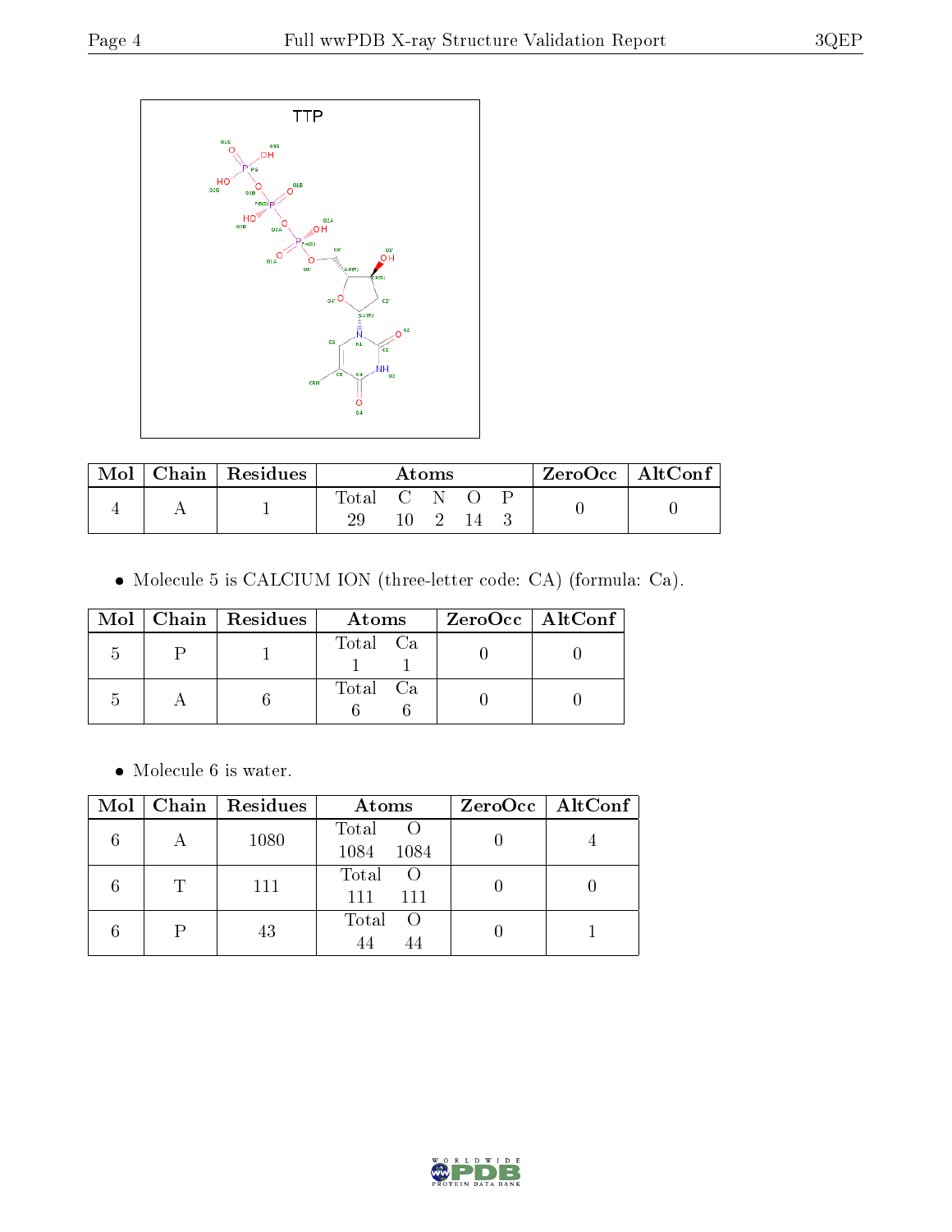TTP

| Mol | Chain | Residues | Atoms | | | | | ZeroOcc | AltConf |
|---|---|---|---|---|---|---|---|---|---|
| | | | Total | C | N | O | P | | |
| 4 | A | 1 | 29 | 10 | 2 | 14 | 3 | 0 | 0 |

- Molecule 5 is CALCIUM ION (three-letter code: CA) (formula: Ca).

| Mol | Chain | Residues | Atoms | | ZeroOcc | AltConf |
|---|---|---|---|---|---|---|
| | | | Total | Ca | | |
| 5 | P | 1 | 1 | 1 | 0 | 0 |
| 5 | A | 6 | 6 | 6 | 0 | 0 |

- Molecule 6 is water.

| Mol | Chain | Residues | Atoms | | ZeroOcc | AltConf |
|---|---|---|---|---|---|---|
| | | | Total | O | | |
| 6 | A | 1080 | 1084 | 1084 | 0 | 4 |
| 6 | T | 111 | 111 | 111 | 0 | 0 |
| 6 | P | 43 | 44 | 44 | 0 | 1 |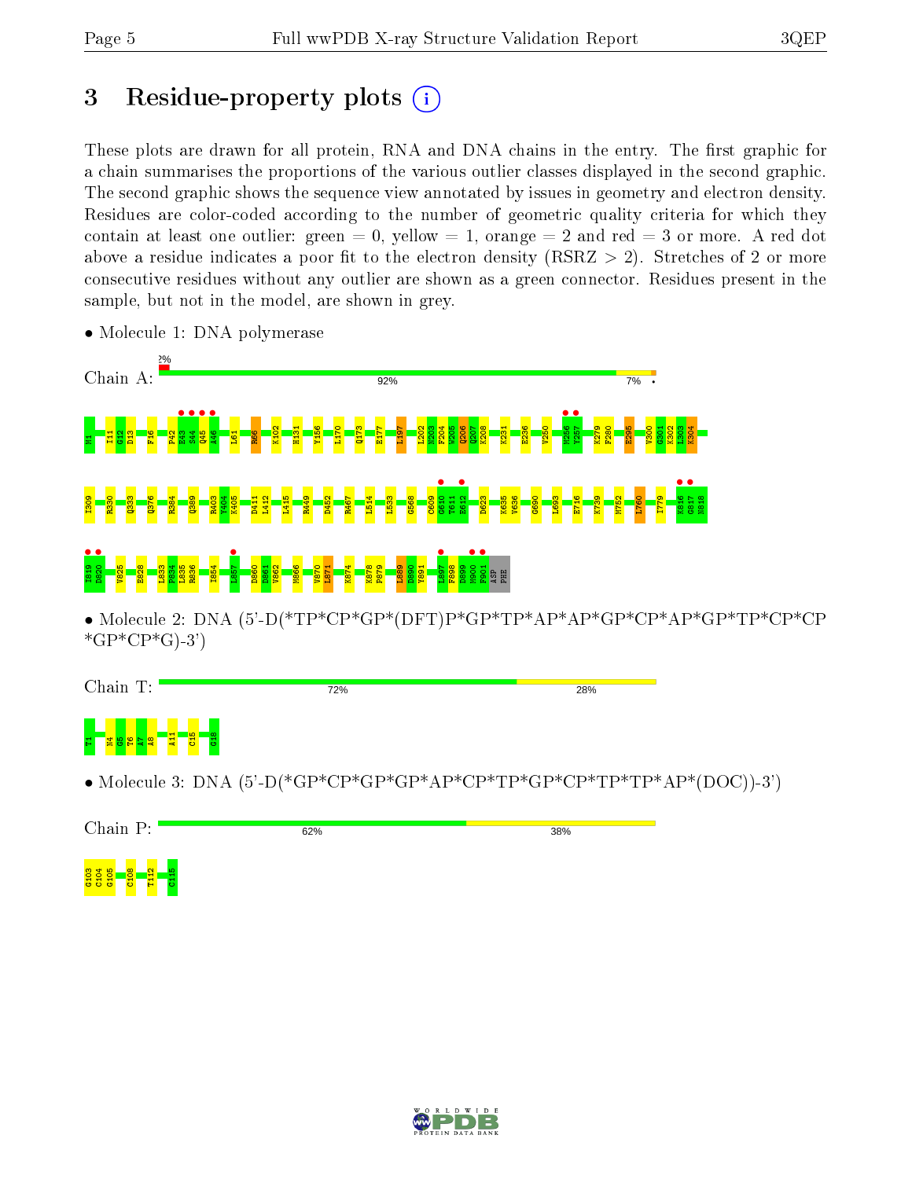# 3 Residue-property plots

These plots are drawn for all protein, RNA and DNA chains in the entry. The first graphic for a chain summarises the proportions of the various outlier classes displayed in the second graphic. The second graphic shows the sequence view annotated by issues in geometry and electron density. Residues are color-coded according to the number of geometric quality criteria for which they contain at least one outlier: green = 0, yellow = 1, orange = 2 and red = 3 or more. A red dot above a residue indicates a poor fit to the electron density (RSRZ > 2). Stretches of 2 or more consecutive residues without any outlier are shown as a green connector. Residues present in the sample, but not in the model, are shown in grey.

- Molecule 1: DNA polymerase

Chain A: 2% | 92% | 7% | •

M1 I11 G12 D13 F16 P42 E43 S44 Q45 A46 L61 R66 K102 H131 Y156 L170 Q173 E177 L197 L202 N203 F204 W205 Q206 D207 K208 K231 E236 V250 M256 Y257 K279 F280 E295 V300 G301 K302 L303 K304

I309 R330 Q333 Q376 R384 Q389 R403 Y404 K405 D411 L412 L415 R449 D452 R467 L514 L533 G568 C609 G610 T611 E612 D623 K635 V636 G690 L693 E716 K739 M752 L760 I779 K816 G817 N818

I819 D820 V825 E828 L833 F834 L835 R836 I854 L857 D860 D861 V862 M866 V870 L871 K874 K878 P879 L889 D890 Y891 L897 F898 D899 M900 F901 ASP PHE

- Molecule 2: DNA (5'-D(*TP*CP*GP*(DFT)P*GP*TP*AP*AP*GP*CP*AP*GP*TP*CP*CP*GP*CP*G)-3')

Chain T: 72% | 28%

T1 N4 G5 T6 A7 A8 A11 C15 G18

- Molecule 3: DNA (5'-D(*GP*CP*GP*GP*AP*CP*TP*GP*CP*TP*TP*AP*(DOC))-3')

Chain P: 62% | 38%

G103 C104 G105 C108 T112 C115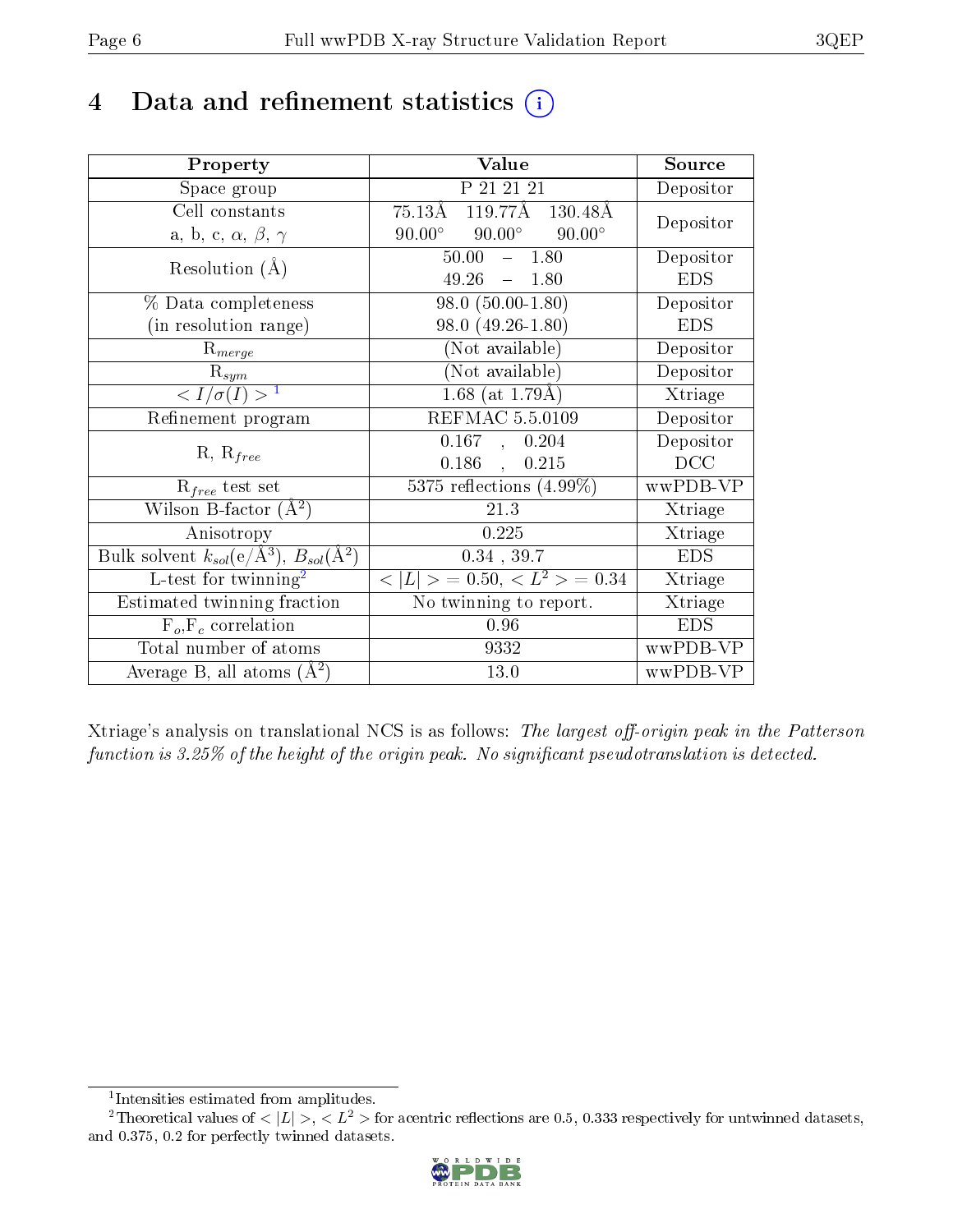# 4 Data and refinement statistics

| Property | Value | Source |
|---|---|---|
| Space group | P 21 21 21 | Depositor |
| Cell constants<br>a, b, c, $\alpha$, $\beta$, $\gamma$ | 75.13Å 119.77Å 130.48Å<br>90.00° 90.00° 90.00° | Depositor |
| Resolution (Å) | 50.00 – 1.80 | Depositor |
| | 49.26 – 1.80 | EDS |
| % Data completeness<br>(in resolution range) | 98.0 (50.00-1.80) | Depositor |
| | 98.0 (49.26-1.80) | EDS |
| $R_{merge}$ | (Not available) | Depositor |
| $R_{sym}$ | (Not available) | Depositor |
| $< I/\sigma(I) >$ [1] | 1.68 (at 1.79Å) | Xtriage |
| Refinement program | REFMAC 5.5.0109 | Depositor |
| R, $R_{free}$ | 0.167 , 0.204 | Depositor |
| | 0.186 , 0.215 | DCC |
| $R_{free}$ test set | 5375 reflections (4.99%) | wwPDB-VP |
| Wilson B-factor (Å$^2$) | 21.3 | Xtriage |
| Anisotropy | 0.225 | Xtriage |
| Bulk solvent $k_{sol}$(e/Å$^3$), $B_{sol}$(Å$^2$) | 0.34 , 39.7 | EDS |
| L-test for twinning[2] | $< \|L\| >$ = 0.50, $< L^2 >$ = 0.34 | Xtriage |
| Estimated twinning fraction | No twinning to report. | Xtriage |
| $F_o$,$F_c$ correlation | 0.96 | EDS |
| Total number of atoms | 9332 | wwPDB-VP |
| Average B, all atoms (Å$^2$) | 13.0 | wwPDB-VP |

Xtriage's analysis on translational NCS is as follows: *The largest off-origin peak in the Patterson function is 3.25% of the height of the origin peak. No significant pseudotranslation is detected.*

[1] Intensities estimated from amplitudes.

[2] Theoretical values of $< |L| >$, $< L^2 >$ for acentric reflections are 0.5, 0.333 respectively for untwinned datasets, and 0.375, 0.2 for perfectly twinned datasets.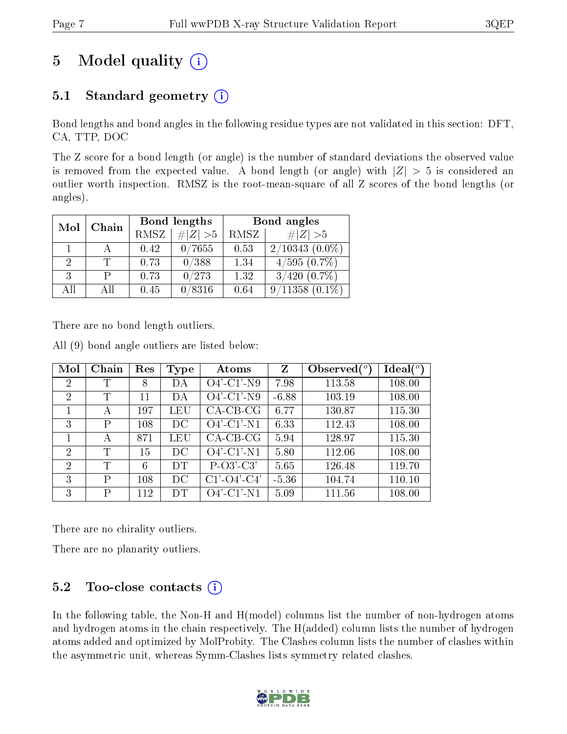# 5 Model quality (i)

## 5.1 Standard geometry (i)

Bond lengths and bond angles in the following residue types are not validated in this section: DFT, CA, TTP, DOC

The Z score for a bond length (or angle) is the number of standard deviations the observed value is removed from the expected value. A bond length (or angle) with $|Z| > 5$ is considered an outlier worth inspection. RMSZ is the root-mean-square of all Z scores of the bond lengths (or angles).

| Mol | Chain | Bond lengths | | Bond angles | |
|---|---|---|---|---|---|
| | | RMSZ | #$\|Z\|$ >5 | RMSZ | #$\|Z\|$ >5 |
| 1 | A | 0.42 | 0/7655 | 0.53 | 2/10343 (0.0%) |
| 2 | T | 0.73 | 0/388 | 1.34 | 4/595 (0.7%) |
| 3 | P | 0.73 | 0/273 | 1.32 | 3/420 (0.7%) |
| All | All | 0.45 | 0/8316 | 0.64 | 9/11358 (0.1%) |

There are no bond length outliers.

All (9) bond angle outliers are listed below:

| Mol | Chain | Res | Type | Atoms | Z | Observed(°) | Ideal(°) |
|---|---|---|---|---|---|---|---|
| 2 | T | 8 | DA | O4'-C1'-N9 | 7.98 | 113.58 | 108.00 |
| 2 | T | 11 | DA | O4'-C1'-N9 | -6.88 | 103.19 | 108.00 |
| 1 | A | 197 | LEU | CA-CB-CG | 6.77 | 130.87 | 115.30 |
| 3 | P | 108 | DC | O4'-C1'-N1 | 6.33 | 112.43 | 108.00 |
| 1 | A | 871 | LEU | CA-CB-CG | 5.94 | 128.97 | 115.30 |
| 2 | T | 15 | DC | O4'-C1'-N1 | 5.80 | 112.06 | 108.00 |
| 2 | T | 6 | DT | P-O3'-C3' | 5.65 | 126.48 | 119.70 |
| 3 | P | 108 | DC | C1'-O4'-C4' | -5.36 | 104.74 | 110.10 |
| 3 | P | 112 | DT | O4'-C1'-N1 | 5.09 | 111.56 | 108.00 |

There are no chirality outliers.

There are no planarity outliers.

## 5.2 Too-close contacts (i)

In the following table, the Non-H and H(model) columns list the number of non-hydrogen atoms and hydrogen atoms in the chain respectively. The H(added) column lists the number of hydrogen atoms added and optimized by MolProbity. The Clashes column lists the number of clashes within the asymmetric unit, whereas Symm-Clashes lists symmetry related clashes.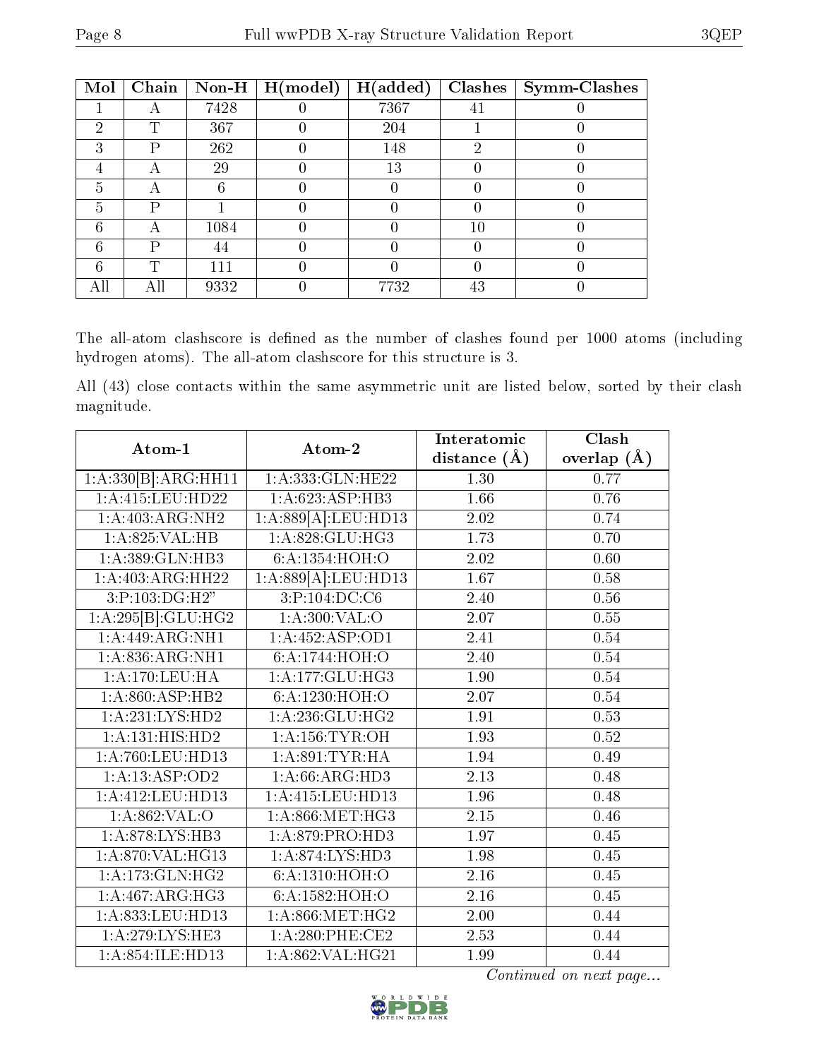| Mol | Chain | Non-H | H(model) | H(added) | Clashes | Symm-Clashes |
|---|---|---|---|---|---|---|
| 1 | A | 7428 | 0 | 7367 | 41 | 0 |
| 2 | T | 367 | 0 | 204 | 1 | 0 |
| 3 | P | 262 | 0 | 148 | 2 | 0 |
| 4 | A | 29 | 0 | 13 | 0 | 0 |
| 5 | A | 6 | 0 | 0 | 0 | 0 |
| 5 | P | 1 | 0 | 0 | 0 | 0 |
| 6 | A | 1084 | 0 | 0 | 10 | 0 |
| 6 | P | 44 | 0 | 0 | 0 | 0 |
| 6 | T | 111 | 0 | 0 | 0 | 0 |
| All | All | 9332 | 0 | 7732 | 43 | 0 |

The all-atom clashscore is defined as the number of clashes found per 1000 atoms (including hydrogen atoms). The all-atom clashscore for this structure is 3.

All (43) close contacts within the same asymmetric unit are listed below, sorted by their clash magnitude.

| Atom-1 | Atom-2 | Interatomic distance (Å) | Clash overlap (Å) |
|---|---|---|---|
| 1:A:330[B]:ARG:HH11 | 1:A:333:GLN:HE22 | 1.30 | 0.77 |
| 1:A:415:LEU:HD22 | 1:A:623:ASP:HB3 | 1.66 | 0.76 |
| 1:A:403:ARG:NH2 | 1:A:889[A]:LEU:HD13 | 2.02 | 0.74 |
| 1:A:825:VAL:HB | 1:A:828:GLU:HG3 | 1.73 | 0.70 |
| 1:A:389:GLN:HB3 | 6:A:1354:HOH:O | 2.02 | 0.60 |
| 1:A:403:ARG:HH22 | 1:A:889[A]:LEU:HD13 | 1.67 | 0.58 |
| 3:P:103:DG:H2" | 3:P:104:DC:C6 | 2.40 | 0.56 |
| 1:A:295[B]:GLU:HG2 | 1:A:300:VAL:O | 2.07 | 0.55 |
| 1:A:449:ARG:NH1 | 1:A:452:ASP:OD1 | 2.41 | 0.54 |
| 1:A:836:ARG:NH1 | 6:A:1744:HOH:O | 2.40 | 0.54 |
| 1:A:170:LEU:HA | 1:A:177:GLU:HG3 | 1.90 | 0.54 |
| 1:A:860:ASP:HB2 | 6:A:1230:HOH:O | 2.07 | 0.54 |
| 1:A:231:LYS:HD2 | 1:A:236:GLU:HG2 | 1.91 | 0.53 |
| 1:A:131:HIS:HD2 | 1:A:156:TYR:OH | 1.93 | 0.52 |
| 1:A:760:LEU:HD13 | 1:A:891:TYR:HA | 1.94 | 0.49 |
| 1:A:13:ASP:OD2 | 1:A:66:ARG:HD3 | 2.13 | 0.48 |
| 1:A:412:LEU:HD13 | 1:A:415:LEU:HD13 | 1.96 | 0.48 |
| 1:A:862:VAL:O | 1:A:866:MET:HG3 | 2.15 | 0.46 |
| 1:A:878:LYS:HB3 | 1:A:879:PRO:HD3 | 1.97 | 0.45 |
| 1:A:870:VAL:HG13 | 1:A:874:LYS:HD3 | 1.98 | 0.45 |
| 1:A:173:GLN:HG2 | 6:A:1310:HOH:O | 2.16 | 0.45 |
| 1:A:467:ARG:HG3 | 6:A:1582:HOH:O | 2.16 | 0.45 |
| 1:A:833:LEU:HD13 | 1:A:866:MET:HG2 | 2.00 | 0.44 |
| 1:A:279:LYS:HE3 | 1:A:280:PHE:CE2 | 2.53 | 0.44 |
| 1:A:854:ILE:HD13 | 1:A:862:VAL:HG21 | 1.99 | 0.44 |

*Continued on next page...*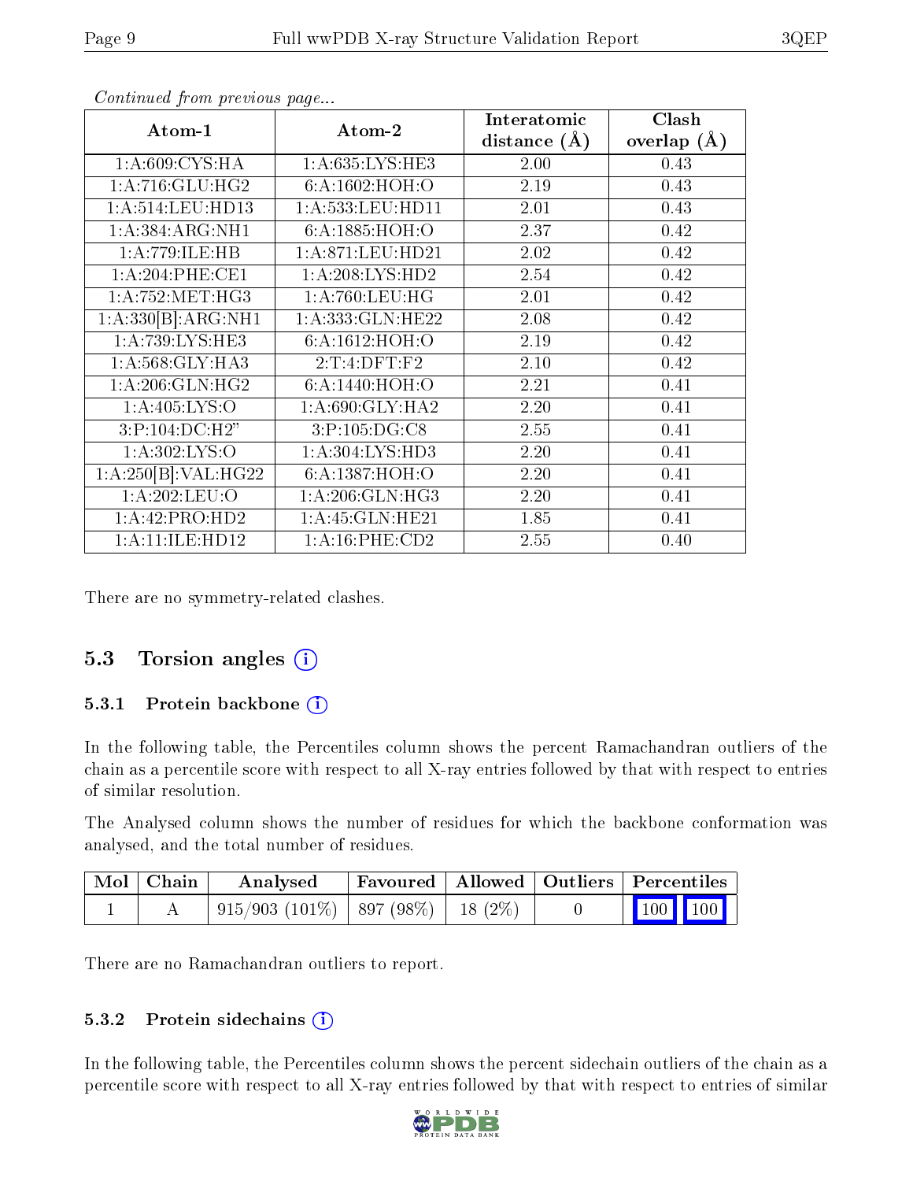*Continued from previous page...*

| Atom-1 | Atom-2 | Interatomic distance (Å) | Clash overlap (Å) |
|---|---|---|---|
| 1:A:609:CYS:HA | 1:A:635:LYS:HE3 | 2.00 | 0.43 |
| 1:A:716:GLU:HG2 | 6:A:1602:HOH:O | 2.19 | 0.43 |
| 1:A:514:LEU:HD13 | 1:A:533:LEU:HD11 | 2.01 | 0.43 |
| 1:A:384:ARG:NH1 | 6:A:1885:HOH:O | 2.37 | 0.42 |
| 1:A:779:ILE:HB | 1:A:871:LEU:HD21 | 2.02 | 0.42 |
| 1:A:204:PHE:CE1 | 1:A:208:LYS:HD2 | 2.54 | 0.42 |
| 1:A:752:MET:HG3 | 1:A:760:LEU:HG | 2.01 | 0.42 |
| 1:A:330[B]:ARG:NH1 | 1:A:333:GLN:HE22 | 2.08 | 0.42 |
| 1:A:739:LYS:HE3 | 6:A:1612:HOH:O | 2.19 | 0.42 |
| 1:A:568:GLY:HA3 | 2:T:4:DFT:F2 | 2.10 | 0.42 |
| 1:A:206:GLN:HG2 | 6:A:1440:HOH:O | 2.21 | 0.41 |
| 1:A:405:LYS:O | 1:A:690:GLY:HA2 | 2.20 | 0.41 |
| 3:P:104:DC:H2" | 3:P:105:DG:C8 | 2.55 | 0.41 |
| 1:A:302:LYS:O | 1:A:304:LYS:HD3 | 2.20 | 0.41 |
| 1:A:250[B]:VAL:HG22 | 6:A:1387:HOH:O | 2.20 | 0.41 |
| 1:A:202:LEU:O | 1:A:206:GLN:HG3 | 2.20 | 0.41 |
| 1:A:42:PRO:HD2 | 1:A:45:GLN:HE21 | 1.85 | 0.41 |
| 1:A:11:ILE:HD12 | 1:A:16:PHE:CD2 | 2.55 | 0.40 |

There are no symmetry-related clashes.

## 5.3 Torsion angles

### 5.3.1 Protein backbone

In the following table, the Percentiles column shows the percent Ramachandran outliers of the chain as a percentile score with respect to all X-ray entries followed by that with respect to entries of similar resolution.

The Analysed column shows the number of residues for which the backbone conformation was analysed, and the total number of residues.

| Mol | Chain | Analysed | Favoured | Allowed | Outliers | Percentiles | |
|---|---|---|---|---|---|---|---|
| 1 | A | 915/903 (101%) | 897 (98%) | 18 (2%) | 0 | 100 | 100 |

There are no Ramachandran outliers to report.

### 5.3.2 Protein sidechains

In the following table, the Percentiles column shows the percent sidechain outliers of the chain as a percentile score with respect to all X-ray entries followed by that with respect to entries of similar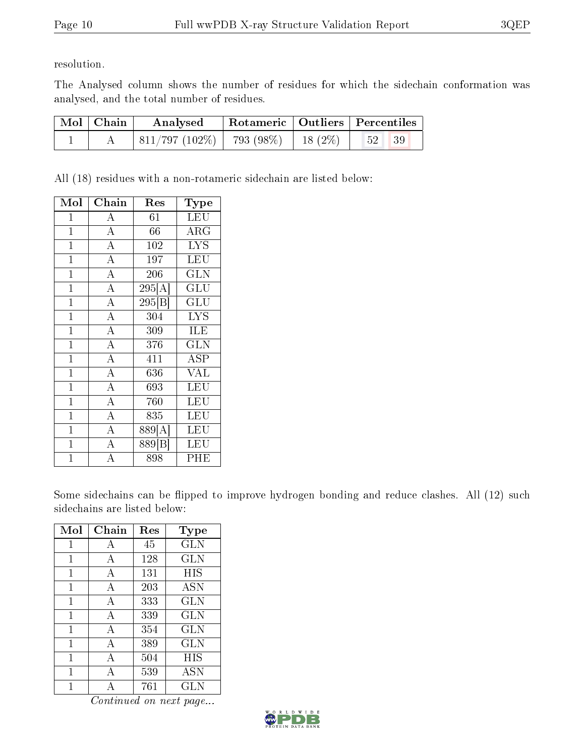resolution.

The Analysed column shows the number of residues for which the sidechain conformation was analysed, and the total number of residues.

| Mol | Chain | Analysed | Rotameric | Outliers | Percentiles | |
|---|---|---|---|---|---|---|
| 1 | A | 811/797 (102%) | 793 (98%) | 18 (2%) | 52 | 39 |

All (18) residues with a non-rotameric sidechain are listed below:

| Mol | Chain | Res | Type |
|---|---|---|---|
| 1 | A | 61 | LEU |
| 1 | A | 66 | ARG |
| 1 | A | 102 | LYS |
| 1 | A | 197 | LEU |
| 1 | A | 206 | GLN |
| 1 | A | 295[A] | GLU |
| 1 | A | 295[B] | GLU |
| 1 | A | 304 | LYS |
| 1 | A | 309 | ILE |
| 1 | A | 376 | GLN |
| 1 | A | 411 | ASP |
| 1 | A | 636 | VAL |
| 1 | A | 693 | LEU |
| 1 | A | 760 | LEU |
| 1 | A | 835 | LEU |
| 1 | A | 889[A] | LEU |
| 1 | A | 889[B] | LEU |
| 1 | A | 898 | PHE |

Some sidechains can be flipped to improve hydrogen bonding and reduce clashes. All (12) such sidechains are listed below:

| Mol | Chain | Res | Type |
|---|---|---|---|
| 1 | A | 45 | GLN |
| 1 | A | 128 | GLN |
| 1 | A | 131 | HIS |
| 1 | A | 203 | ASN |
| 1 | A | 333 | GLN |
| 1 | A | 339 | GLN |
| 1 | A | 354 | GLN |
| 1 | A | 389 | GLN |
| 1 | A | 504 | HIS |
| 1 | A | 539 | ASN |
| 1 | A | 761 | GLN |

*Continued on next page...*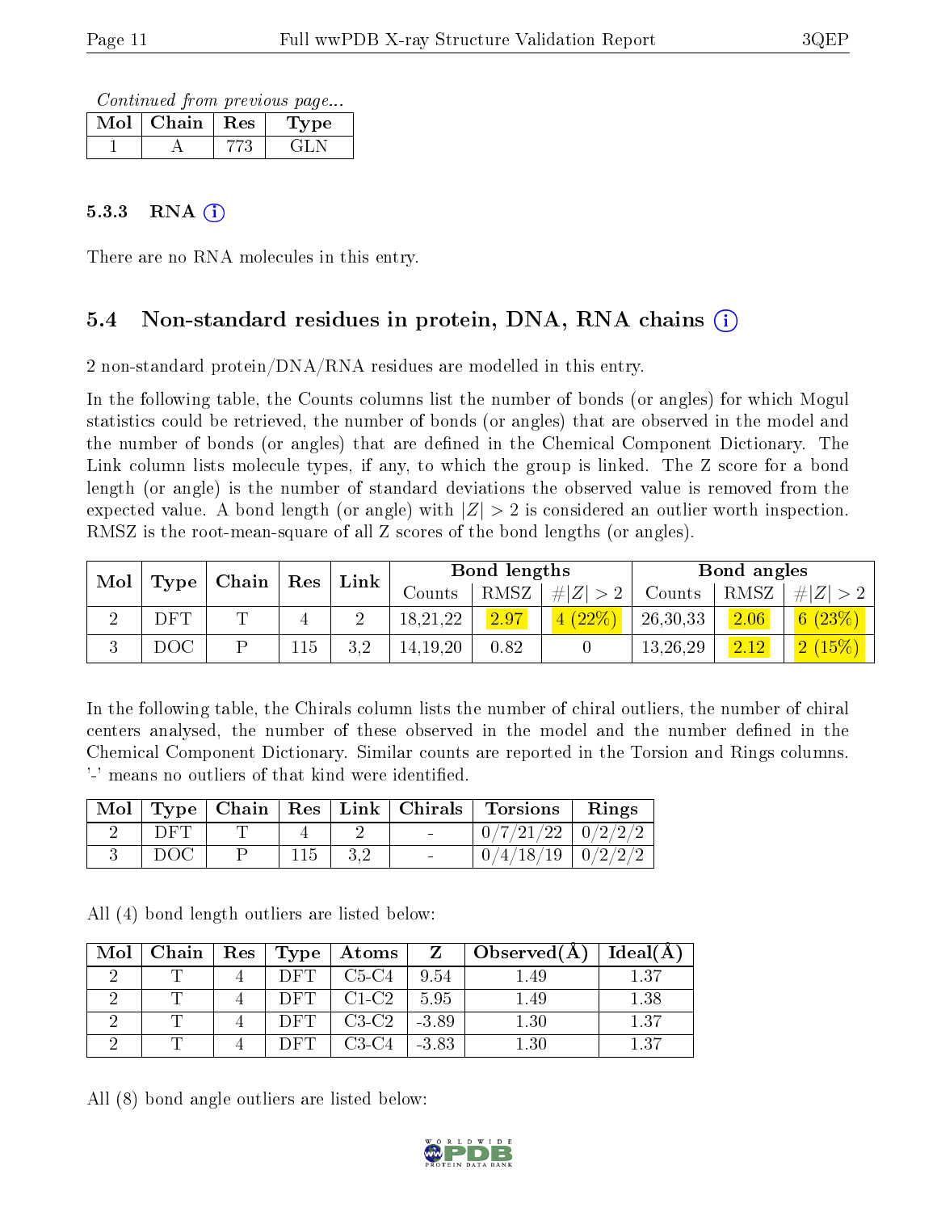Continued from previous page...

| Mol | Chain | Res | Type |
|---|---|---|---|
| 1 | A | 773 | GLN |

#### 5.3.3 RNA

There are no RNA molecules in this entry.

### 5.4 Non-standard residues in protein, DNA, RNA chains

2 non-standard protein/DNA/RNA residues are modelled in this entry.

In the following table, the Counts columns list the number of bonds (or angles) for which Mogul statistics could be retrieved, the number of bonds (or angles) that are observed in the model and the number of bonds (or angles) that are defined in the Chemical Component Dictionary. The Link column lists molecule types, if any, to which the group is linked. The Z score for a bond length (or angle) is the number of standard deviations the observed value is removed from the expected value. A bond length (or angle) with $|Z| > 2$ is considered an outlier worth inspection. RMSZ is the root-mean-square of all Z scores of the bond lengths (or angles).

| Mol | Type | Chain | Res | Link | Bond lengths | | | Bond angles | | |
|---|---|---|---|---|---|---|---|---|---|---|
| | | | | | Counts | RMSZ | $\#\|Z\| > 2$ | Counts | RMSZ | $\#\|Z\| > 2$ |
| 2 | DFT | T | 4 | 2 | 18,21,22 | 2.97 | 4 (22%) | 26,30,33 | 2.06 | 6 (23%) |
| 3 | DOC | P | 115 | 3,2 | 14,19,20 | 0.82 | 0 | 13,26,29 | 2.12 | 2 (15%) |

In the following table, the Chirals column lists the number of chiral outliers, the number of chiral centers analysed, the number of these observed in the model and the number defined in the Chemical Component Dictionary. Similar counts are reported in the Torsion and Rings columns. '-' means no outliers of that kind were identified.

| Mol | Type | Chain | Res | Link | Chirals | Torsions | Rings |
|---|---|---|---|---|---|---|---|
| 2 | DFT | T | 4 | 2 | - | 0/7/21/22 | 0/2/2/2 |
| 3 | DOC | P | 115 | 3,2 | - | 0/4/18/19 | 0/2/2/2 |

All (4) bond length outliers are listed below:

| Mol | Chain | Res | Type | Atoms | Z | Observed(Å) | Ideal(Å) |
|---|---|---|---|---|---|---|---|
| 2 | T | 4 | DFT | C5-C4 | 9.54 | 1.49 | 1.37 |
| 2 | T | 4 | DFT | C1-C2 | 5.95 | 1.49 | 1.38 |
| 2 | T | 4 | DFT | C3-C2 | -3.89 | 1.30 | 1.37 |
| 2 | T | 4 | DFT | C3-C4 | -3.83 | 1.30 | 1.37 |

All (8) bond angle outliers are listed below: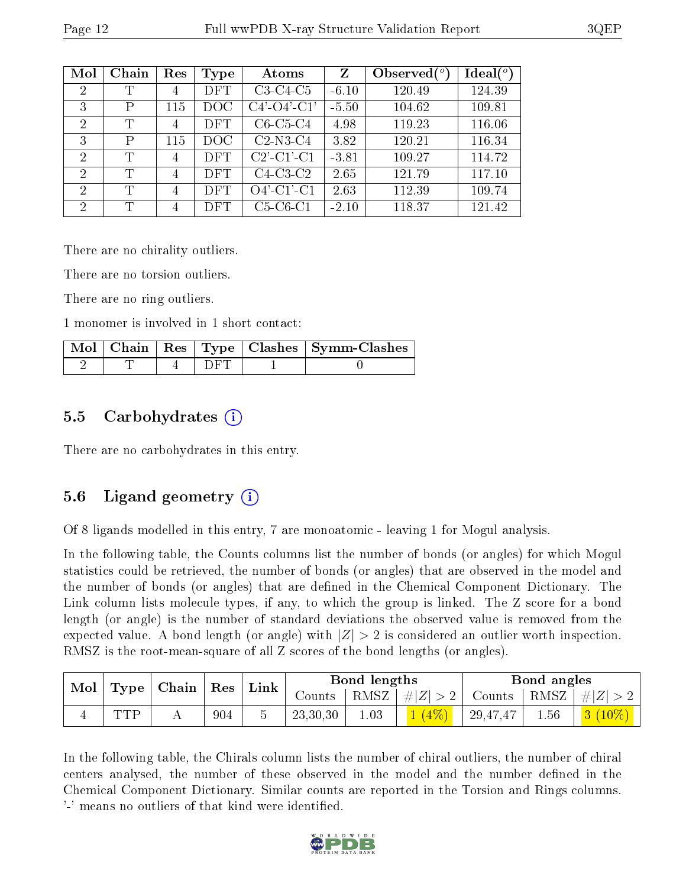| Mol | Chain | Res | Type | Atoms | Z | Observed(°) | Ideal(°) |
|---|---|---|---|---|---|---|---|
| 2 | T | 4 | DFT | C3-C4-C5 | -6.10 | 120.49 | 124.39 |
| 3 | P | 115 | DOC | C4'-O4'-C1' | -5.50 | 104.62 | 109.81 |
| 2 | T | 4 | DFT | C6-C5-C4 | 4.98 | 119.23 | 116.06 |
| 3 | P | 115 | DOC | C2-N3-C4 | 3.82 | 120.21 | 116.34 |
| 2 | T | 4 | DFT | C2'-C1'-C1 | -3.81 | 109.27 | 114.72 |
| 2 | T | 4 | DFT | C4-C3-C2 | 2.65 | 121.79 | 117.10 |
| 2 | T | 4 | DFT | O4'-C1'-C1 | 2.63 | 112.39 | 109.74 |
| 2 | T | 4 | DFT | C5-C6-C1 | -2.10 | 118.37 | 121.42 |

There are no chirality outliers.

There are no torsion outliers.

There are no ring outliers.

1 monomer is involved in 1 short contact:

| Mol | Chain | Res | Type | Clashes | Symm-Clashes |
|---|---|---|---|---|---|
| 2 | T | 4 | DFT | 1 | 0 |

## 5.5 Carbohydrates

There are no carbohydrates in this entry.

## 5.6 Ligand geometry

Of 8 ligands modelled in this entry, 7 are monoatomic - leaving 1 for Mogul analysis.

In the following table, the Counts columns list the number of bonds (or angles) for which Mogul statistics could be retrieved, the number of bonds (or angles) that are observed in the model and the number of bonds (or angles) that are defined in the Chemical Component Dictionary. The Link column lists molecule types, if any, to which the group is linked. The Z score for a bond length (or angle) is the number of standard deviations the observed value is removed from the expected value. A bond length (or angle) with $|Z| > 2$ is considered an outlier worth inspection. RMSZ is the root-mean-square of all Z scores of the bond lengths (or angles).

| Mol | Type | Chain | Res | Link | Bond lengths | | | Bond angles | | |
|---|---|---|---|---|---|---|---|---|---|---|
| | | | | | Counts | RMSZ | $\#\|Z\| > 2$ | Counts | RMSZ | $\#\|Z\| > 2$ |
| 4 | TTP | A | 904 | 5 | 23,30,30 | 1.03 | 1 (4%) | 29,47,47 | 1.56 | 3 (10%) |

In the following table, the Chirals column lists the number of chiral outliers, the number of chiral centers analysed, the number of these observed in the model and the number defined in the Chemical Component Dictionary. Similar counts are reported in the Torsion and Rings columns. '-' means no outliers of that kind were identified.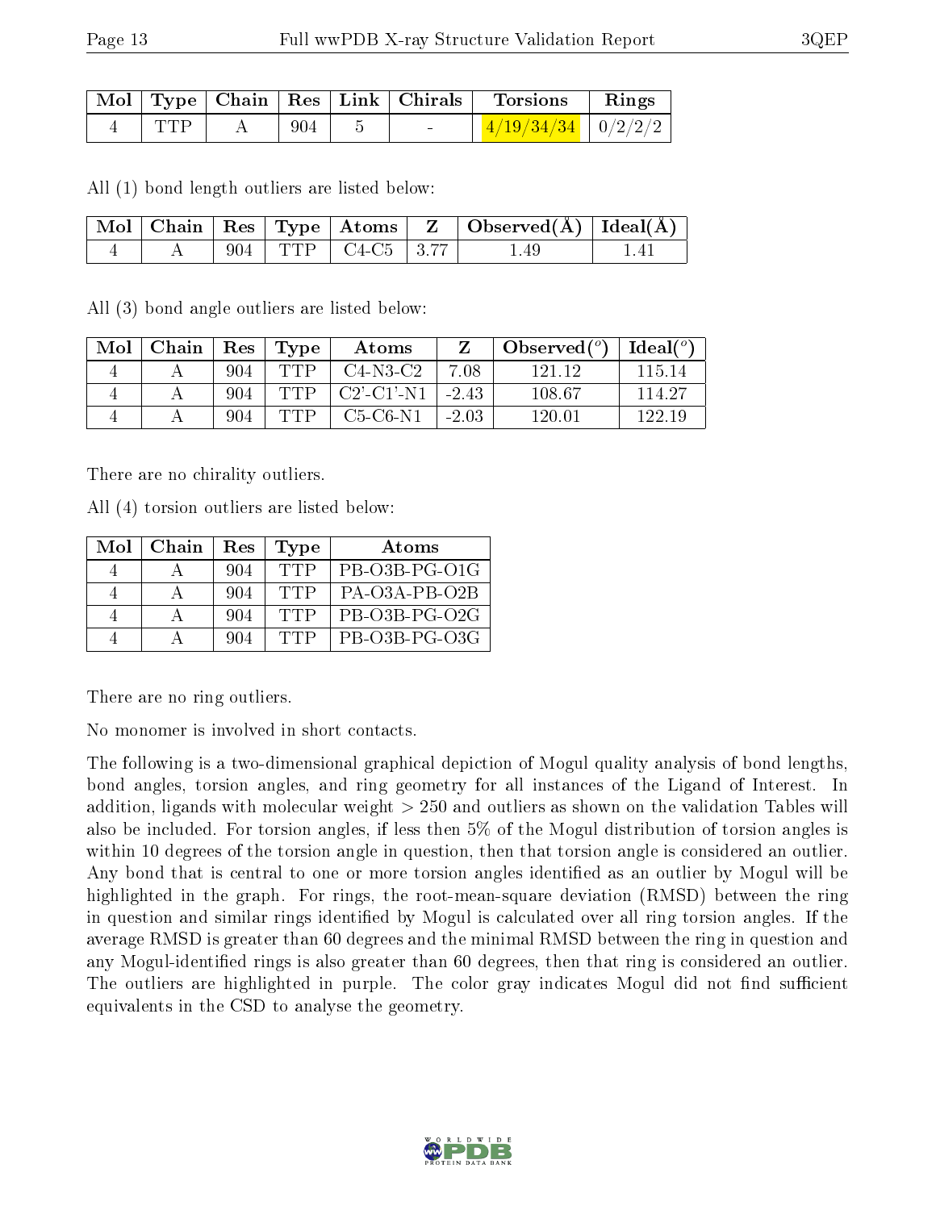| Mol | Type | Chain | Res | Link | Chirals | Torsions | Rings |
|---|---|---|---|---|---|---|---|
| 4 | TTP | A | 904 | 5 | - | 4/19/34/34 | 0/2/2/2 |

All (1) bond length outliers are listed below:

| Mol | Chain | Res | Type | Atoms | Z | Observed(Å) | Ideal(Å) |
|---|---|---|---|---|---|---|---|
| 4 | A | 904 | TTP | C4-C5 | 3.77 | 1.49 | 1.41 |

All (3) bond angle outliers are listed below:

| Mol | Chain | Res | Type | Atoms | Z | Observed(°) | Ideal(°) |
|---|---|---|---|---|---|---|---|
| 4 | A | 904 | TTP | C4-N3-C2 | 7.08 | 121.12 | 115.14 |
| 4 | A | 904 | TTP | C2'-C1'-N1 | -2.43 | 108.67 | 114.27 |
| 4 | A | 904 | TTP | C5-C6-N1 | -2.03 | 120.01 | 122.19 |

There are no chirality outliers.

All (4) torsion outliers are listed below:

| Mol | Chain | Res | Type | Atoms |
|---|---|---|---|---|
| 4 | A | 904 | TTP | PB-O3B-PG-O1G |
| 4 | A | 904 | TTP | PA-O3A-PB-O2B |
| 4 | A | 904 | TTP | PB-O3B-PG-O2G |
| 4 | A | 904 | TTP | PB-O3B-PG-O3G |

There are no ring outliers.

No monomer is involved in short contacts.

The following is a two-dimensional graphical depiction of Mogul quality analysis of bond lengths, bond angles, torsion angles, and ring geometry for all instances of the Ligand of Interest. In addition, ligands with molecular weight > 250 and outliers as shown on the validation Tables will also be included. For torsion angles, if less then 5% of the Mogul distribution of torsion angles is within 10 degrees of the torsion angle in question, then that torsion angle is considered an outlier. Any bond that is central to one or more torsion angles identified as an outlier by Mogul will be highlighted in the graph. For rings, the root-mean-square deviation (RMSD) between the ring in question and similar rings identified by Mogul is calculated over all ring torsion angles. If the average RMSD is greater than 60 degrees and the minimal RMSD between the ring in question and any Mogul-identified rings is also greater than 60 degrees, then that ring is considered an outlier. The outliers are highlighted in purple. The color gray indicates Mogul did not find sufficient equivalents in the CSD to analyse the geometry.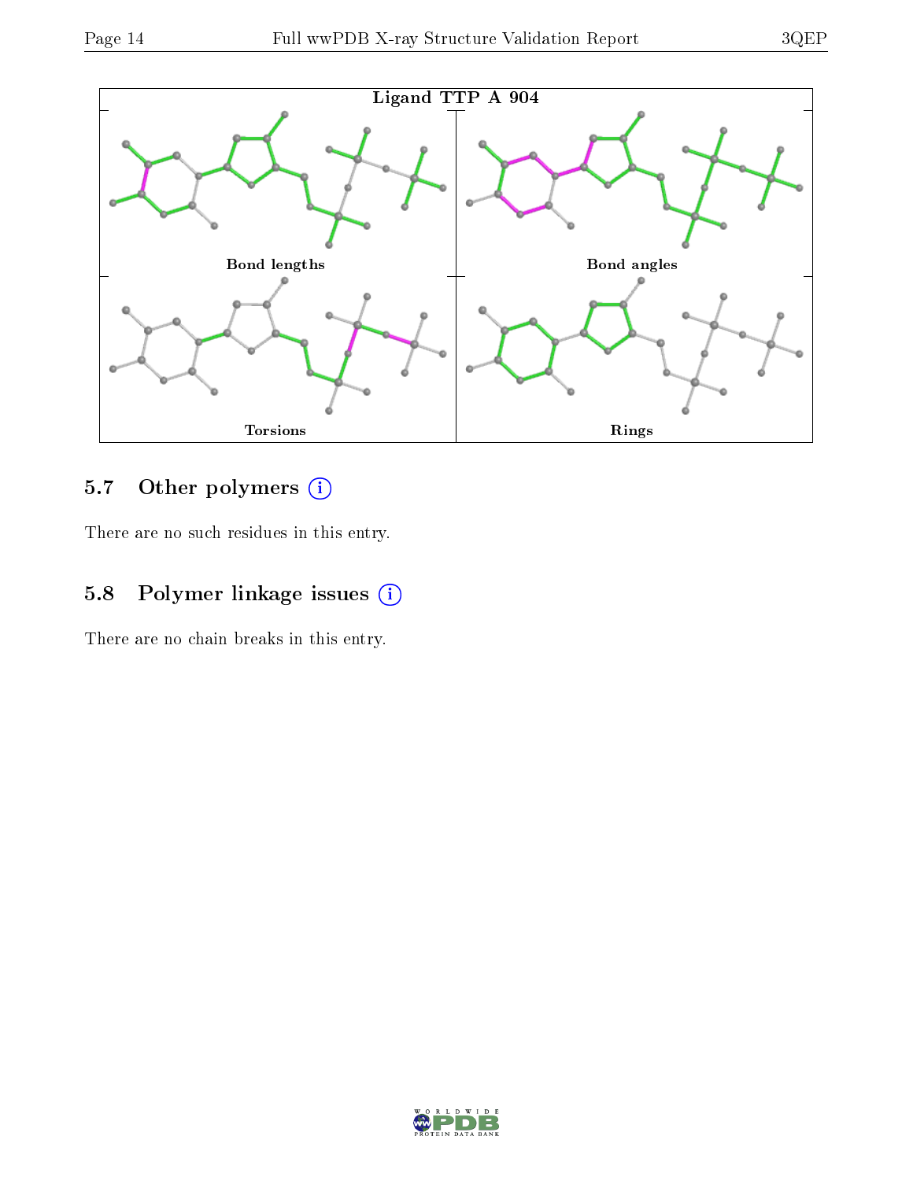Ligand TTP A 904

Bond lengths

Bond angles

Torsions

Rings

## 5.7 Other polymers (i)

There are no such residues in this entry.

## 5.8 Polymer linkage issues (i)

There are no chain breaks in this entry.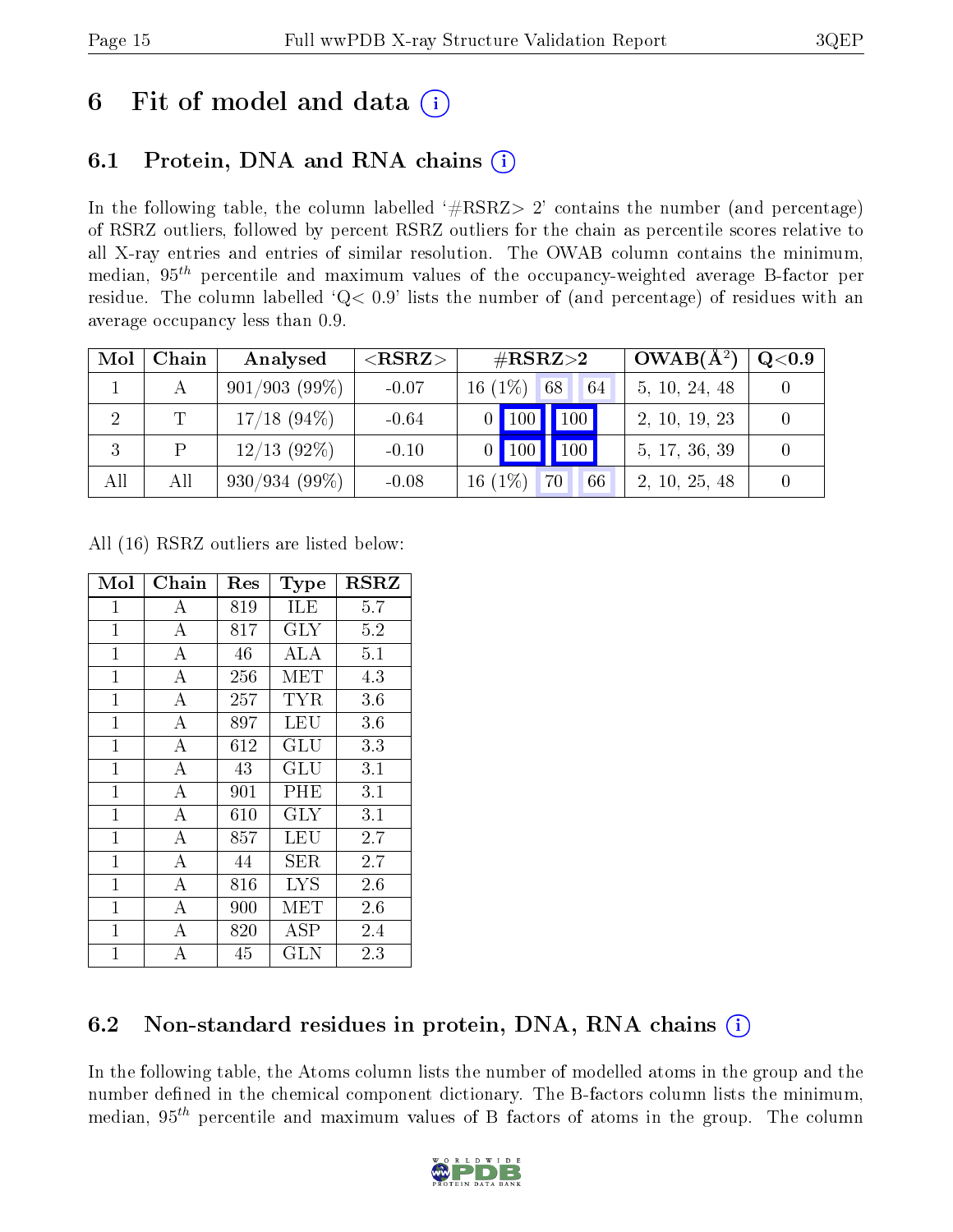# 6 Fit of model and data

## 6.1 Protein, DNA and RNA chains

In the following table, the column labelled '#RSRZ> 2' contains the number (and percentage) of RSRZ outliers, followed by percent RSRZ outliers for the chain as percentile scores relative to all X-ray entries and entries of similar resolution. The OWAB column contains the minimum, median, $95^{th}$ percentile and maximum values of the occupancy-weighted average B-factor per residue. The column labelled 'Q< 0.9' lists the number of (and percentage) of residues with an average occupancy less than 0.9.

| Mol | Chain | Analysed | <RSRZ> | #RSRZ>2 | | | OWAB(Å$^2$) | Q<0.9 |
|---|---|---|---|---|---|---|---|---|
| 1 | A | 901/903 (99%) | -0.07 | 16 (1%) | 68 | 64 | 5, 10, 24, 48 | 0 |
| 2 | T | 17/18 (94%) | -0.64 | 0 | 100 | 100 | 2, 10, 19, 23 | 0 |
| 3 | P | 12/13 (92%) | -0.10 | 0 | 100 | 100 | 5, 17, 36, 39 | 0 |
| All | All | 930/934 (99%) | -0.08 | 16 (1%) | 70 | 66 | 2, 10, 25, 48 | 0 |

All (16) RSRZ outliers are listed below:

| Mol | Chain | Res | Type | RSRZ |
|---|---|---|---|---|
| 1 | A | 819 | ILE | 5.7 |
| 1 | A | 817 | GLY | 5.2 |
| 1 | A | 46 | ALA | 5.1 |
| 1 | A | 256 | MET | 4.3 |
| 1 | A | 257 | TYR | 3.6 |
| 1 | A | 897 | LEU | 3.6 |
| 1 | A | 612 | GLU | 3.3 |
| 1 | A | 43 | GLU | 3.1 |
| 1 | A | 901 | PHE | 3.1 |
| 1 | A | 610 | GLY | 3.1 |
| 1 | A | 857 | LEU | 2.7 |
| 1 | A | 44 | SER | 2.7 |
| 1 | A | 816 | LYS | 2.6 |
| 1 | A | 900 | MET | 2.6 |
| 1 | A | 820 | ASP | 2.4 |
| 1 | A | 45 | GLN | 2.3 |

## 6.2 Non-standard residues in protein, DNA, RNA chains

In the following table, the Atoms column lists the number of modelled atoms in the group and the number defined in the chemical component dictionary. The B-factors column lists the minimum, median, $95^{th}$ percentile and maximum values of B factors of atoms in the group. The column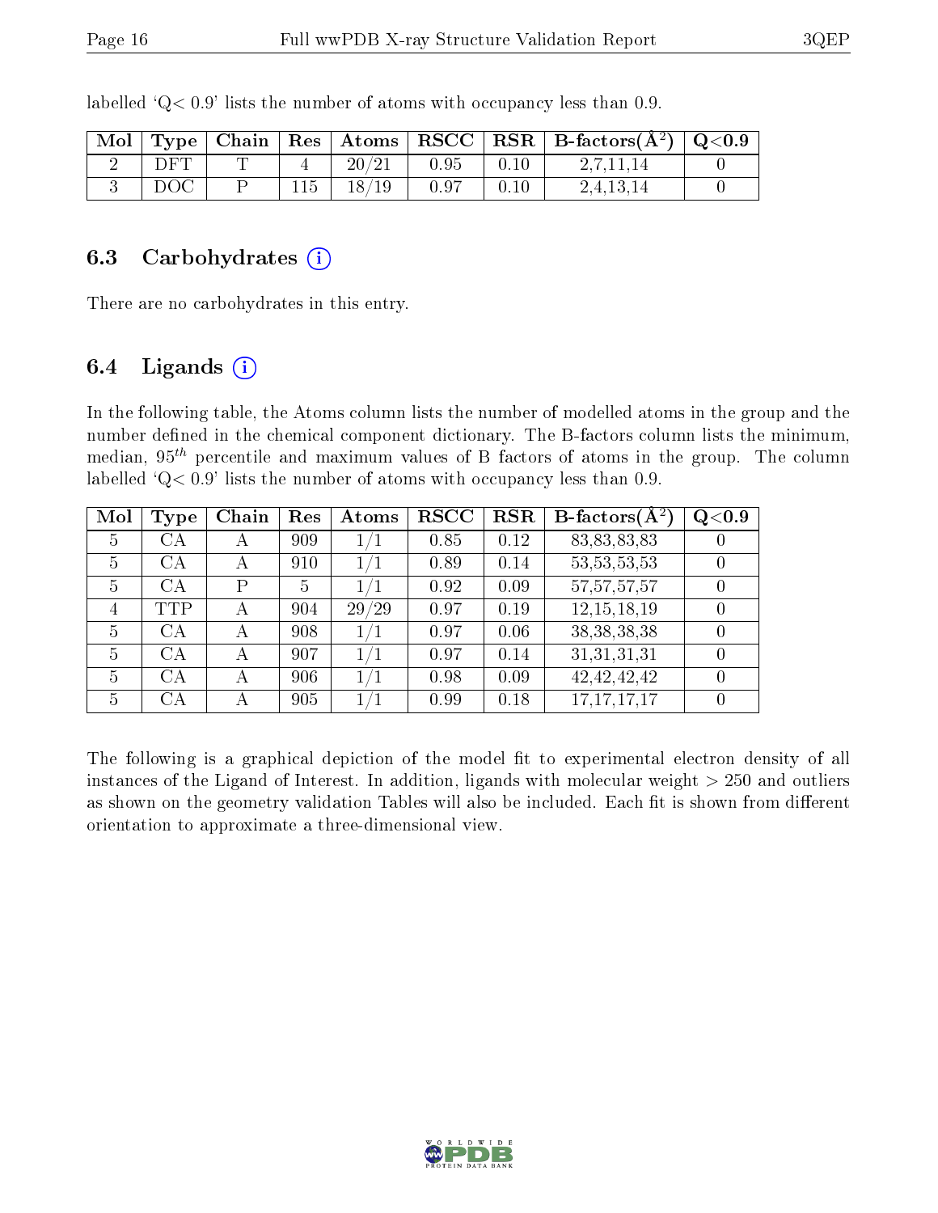labelled 'Q< 0.9' lists the number of atoms with occupancy less than 0.9.

| Mol | Type | Chain | Res | Atoms | RSCC | RSR | B-factors($Å^2$) | Q<0.9 |
|---|---|---|---|---|---|---|---|---|
| 2 | DFT | T | 4 | 20/21 | 0.95 | 0.10 | 2,7,11,14 | 0 |
| 3 | DOC | P | 115 | 18/19 | 0.97 | 0.10 | 2,4,13,14 | 0 |

### 6.3 Carbohydrates

There are no carbohydrates in this entry.

### 6.4 Ligands

In the following table, the Atoms column lists the number of modelled atoms in the group and the number defined in the chemical component dictionary. The B-factors column lists the minimum, median, $95^{th}$ percentile and maximum values of B factors of atoms in the group. The column labelled 'Q< 0.9' lists the number of atoms with occupancy less than 0.9.

| Mol | Type | Chain | Res | Atoms | RSCC | RSR | B-factors($Å^2$) | Q<0.9 |
|---|---|---|---|---|---|---|---|---|
| 5 | CA | A | 909 | 1/1 | 0.85 | 0.12 | 83,83,83,83 | 0 |
| 5 | CA | A | 910 | 1/1 | 0.89 | 0.14 | 53,53,53,53 | 0 |
| 5 | CA | P | 5 | 1/1 | 0.92 | 0.09 | 57,57,57,57 | 0 |
| 4 | TTP | A | 904 | 29/29 | 0.97 | 0.19 | 12,15,18,19 | 0 |
| 5 | CA | A | 908 | 1/1 | 0.97 | 0.06 | 38,38,38,38 | 0 |
| 5 | CA | A | 907 | 1/1 | 0.97 | 0.14 | 31,31,31,31 | 0 |
| 5 | CA | A | 906 | 1/1 | 0.98 | 0.09 | 42,42,42,42 | 0 |
| 5 | CA | A | 905 | 1/1 | 0.99 | 0.18 | 17,17,17,17 | 0 |

The following is a graphical depiction of the model fit to experimental electron density of all instances of the Ligand of Interest. In addition, ligands with molecular weight > 250 and outliers as shown on the geometry validation Tables will also be included. Each fit is shown from different orientation to approximate a three-dimensional view.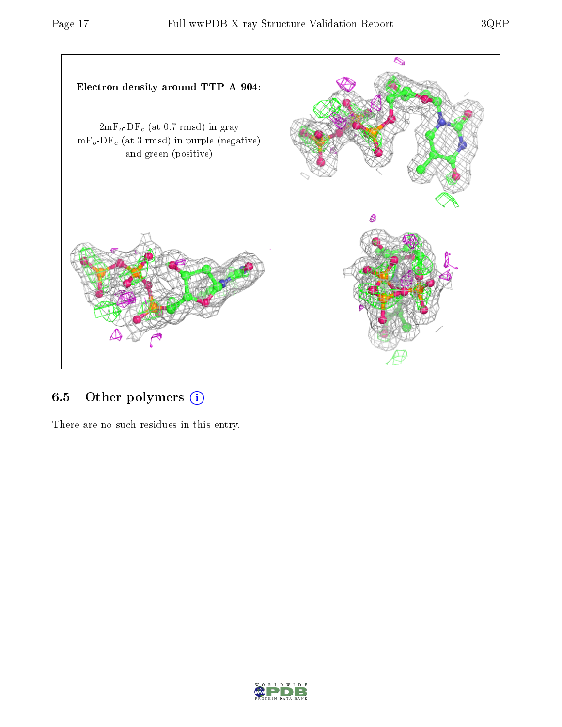**Electron density around TTP A 904:**

$2mF_o$-$DF_c$ (at 0.7 rmsd) in gray
$mF_o$-$DF_c$ (at 3 rmsd) in purple (negative)
and green (positive)

## 6.5 Other polymers

There are no such residues in this entry.